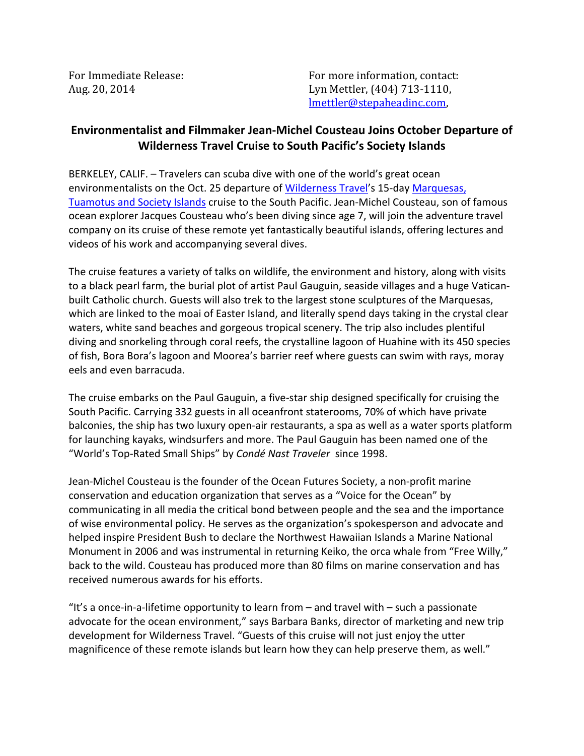For Immediate Release:
Aug. 20, 2014

For more information, contact:
Lyn Mettler, (404) 713-1110,
lmettler@stepaheadinc.com,

## Environmentalist and Filmmaker Jean-Michel Cousteau Joins October Departure of Wilderness Travel Cruise to South Pacific's Society Islands

BERKELEY, CALIF. – Travelers can scuba dive with one of the world's great ocean environmentalists on the Oct. 25 departure of Wilderness Travel's 15-day Marquesas, Tuamotus and Society Islands cruise to the South Pacific. Jean-Michel Cousteau, son of famous ocean explorer Jacques Cousteau who's been diving since age 7, will join the adventure travel company on its cruise of these remote yet fantastically beautiful islands, offering lectures and videos of his work and accompanying several dives.

The cruise features a variety of talks on wildlife, the environment and history, along with visits to a black pearl farm, the burial plot of artist Paul Gauguin, seaside villages and a huge Vatican-built Catholic church. Guests will also trek to the largest stone sculptures of the Marquesas, which are linked to the moai of Easter Island, and literally spend days taking in the crystal clear waters, white sand beaches and gorgeous tropical scenery. The trip also includes plentiful diving and snorkeling through coral reefs, the crystalline lagoon of Huahine with its 450 species of fish, Bora Bora's lagoon and Moorea's barrier reef where guests can swim with rays, moray eels and even barracuda.

The cruise embarks on the Paul Gauguin, a five-star ship designed specifically for cruising the South Pacific. Carrying 332 guests in all oceanfront staterooms, 70% of which have private balconies, the ship has two luxury open-air restaurants, a spa as well as a water sports platform for launching kayaks, windsurfers and more. The Paul Gauguin has been named one of the "World's Top-Rated Small Ships" by *Condé Nast Traveler* since 1998.

Jean-Michel Cousteau is the founder of the Ocean Futures Society, a non-profit marine conservation and education organization that serves as a "Voice for the Ocean" by communicating in all media the critical bond between people and the sea and the importance of wise environmental policy. He serves as the organization's spokesperson and advocate and helped inspire President Bush to declare the Northwest Hawaiian Islands a Marine National Monument in 2006 and was instrumental in returning Keiko, the orca whale from "Free Willy," back to the wild. Cousteau has produced more than 80 films on marine conservation and has received numerous awards for his efforts.

"It's a once-in-a-lifetime opportunity to learn from – and travel with – such a passionate advocate for the ocean environment," says Barbara Banks, director of marketing and new trip development for Wilderness Travel. "Guests of this cruise will not just enjoy the utter magnificence of these remote islands but learn how they can help preserve them, as well."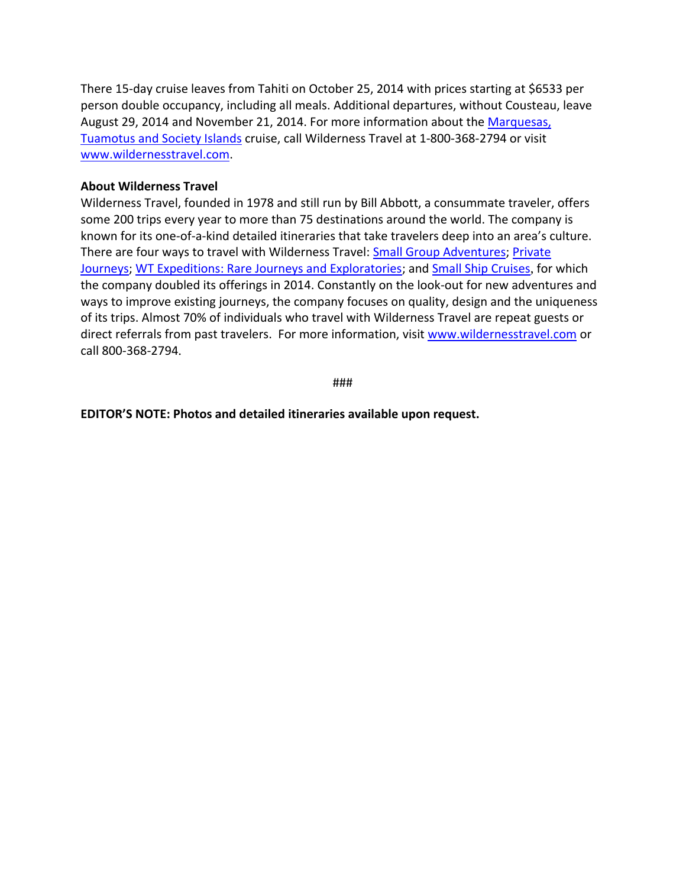There 15-day cruise leaves from Tahiti on October 25, 2014 with prices starting at $6533 per person double occupancy, including all meals. Additional departures, without Cousteau, leave August 29, 2014 and November 21, 2014. For more information about the Marquesas, Tuamotus and Society Islands cruise, call Wilderness Travel at 1-800-368-2794 or visit www.wildernesstravel.com.

**About Wilderness Travel**

Wilderness Travel, founded in 1978 and still run by Bill Abbott, a consummate traveler, offers some 200 trips every year to more than 75 destinations around the world. The company is known for its one-of-a-kind detailed itineraries that take travelers deep into an area's culture. There are four ways to travel with Wilderness Travel: Small Group Adventures; Private Journeys; WT Expeditions: Rare Journeys and Exploratories; and Small Ship Cruises, for which the company doubled its offerings in 2014. Constantly on the look-out for new adventures and ways to improve existing journeys, the company focuses on quality, design and the uniqueness of its trips. Almost 70% of individuals who travel with Wilderness Travel are repeat guests or direct referrals from past travelers. For more information, visit www.wildernesstravel.com or call 800-368-2794.

###

**EDITOR'S NOTE: Photos and detailed itineraries available upon request.**